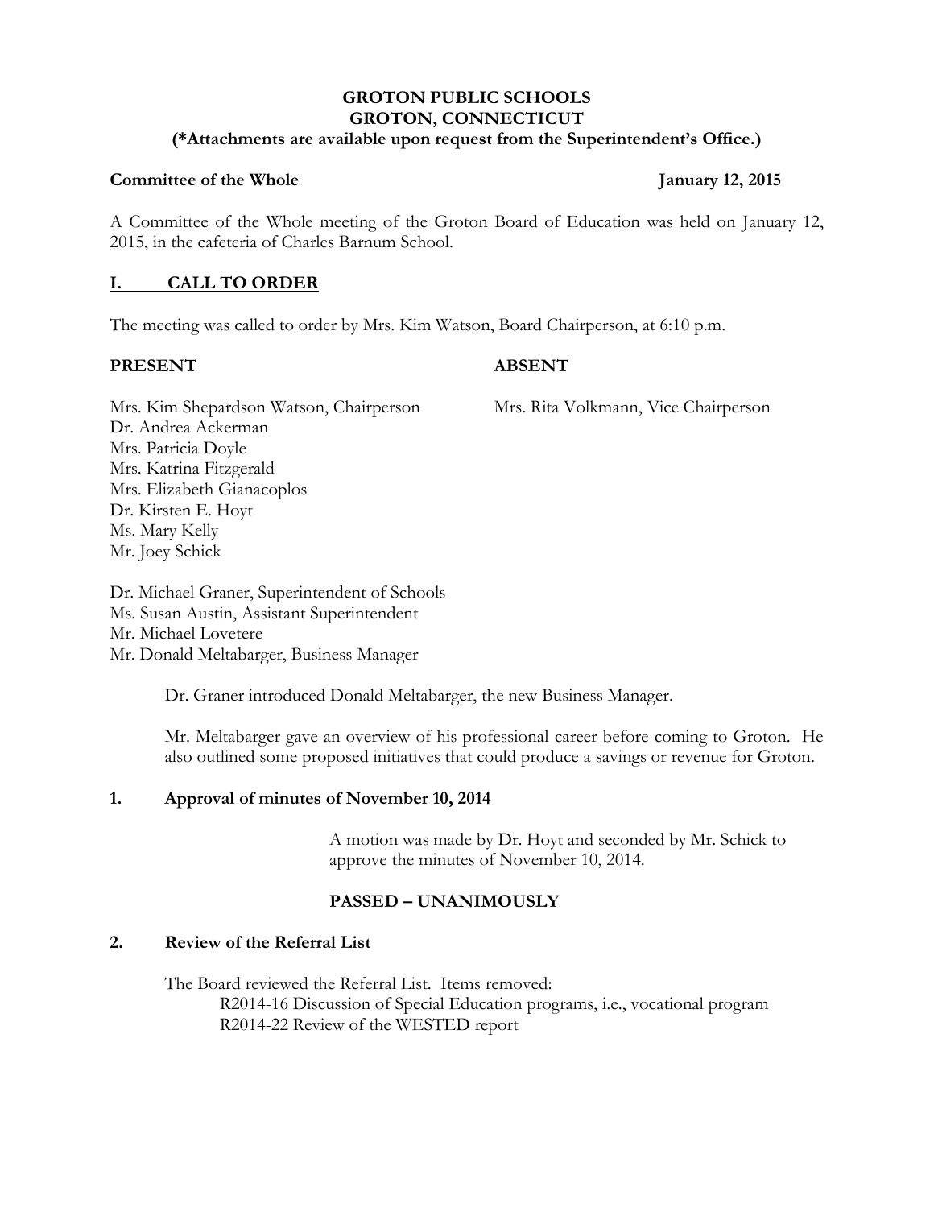**GROTON PUBLIC SCHOOLS**
**GROTON, CONNECTICUT**
**(*Attachments are available upon request from the Superintendent's Office.)**

**Committee of the Whole** **January 12, 2015**

A Committee of the Whole meeting of the Groton Board of Education was held on January 12, 2015, in the cafeteria of Charles Barnum School.

## I. CALL TO ORDER

The meeting was called to order by Mrs. Kim Watson, Board Chairperson, at 6:10 p.m.

**PRESENT**

Mrs. Kim Shepardson Watson, Chairperson
Dr. Andrea Ackerman
Mrs. Patricia Doyle
Mrs. Katrina Fitzgerald
Mrs. Elizabeth Gianacoplos
Dr. Kirsten E. Hoyt
Ms. Mary Kelly
Mr. Joey Schick

**ABSENT**

Mrs. Rita Volkmann, Vice Chairperson

Dr. Michael Graner, Superintendent of Schools
Ms. Susan Austin, Assistant Superintendent
Mr. Michael Lovetere
Mr. Donald Meltabarger, Business Manager

Dr. Graner introduced Donald Meltabarger, the new Business Manager.

Mr. Meltabarger gave an overview of his professional career before coming to Groton. He also outlined some proposed initiatives that could produce a savings or revenue for Groton.

### 1. Approval of minutes of November 10, 2014

A motion was made by Dr. Hoyt and seconded by Mr. Schick to approve the minutes of November 10, 2014.

**PASSED – UNANIMOUSLY**

### 2. Review of the Referral List

The Board reviewed the Referral List. Items removed:

R2014-16 Discussion of Special Education programs, i.e., vocational program
R2014-22 Review of the WESTED report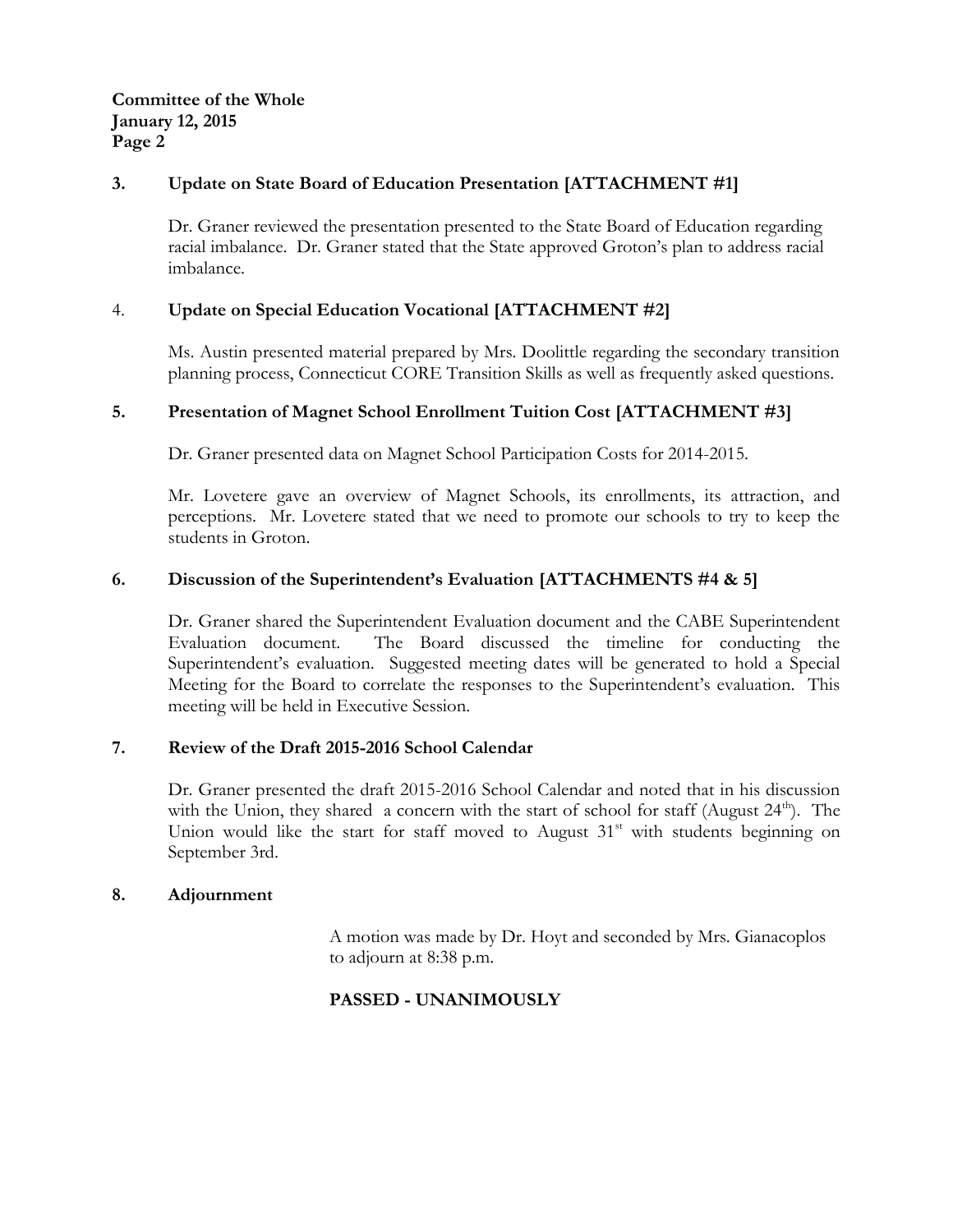**3. Update on State Board of Education Presentation [ATTACHMENT #1]**

Dr. Graner reviewed the presentation presented to the State Board of Education regarding racial imbalance. Dr. Graner stated that the State approved Groton's plan to address racial imbalance.

**4. Update on Special Education Vocational [ATTACHMENT #2]**

Ms. Austin presented material prepared by Mrs. Doolittle regarding the secondary transition planning process, Connecticut CORE Transition Skills as well as frequently asked questions.

**5. Presentation of Magnet School Enrollment Tuition Cost [ATTACHMENT #3]**

Dr. Graner presented data on Magnet School Participation Costs for 2014-2015.

Mr. Lovetere gave an overview of Magnet Schools, its enrollments, its attraction, and perceptions. Mr. Lovetere stated that we need to promote our schools to try to keep the students in Groton.

**6. Discussion of the Superintendent's Evaluation [ATTACHMENTS #4 & 5]**

Dr. Graner shared the Superintendent Evaluation document and the CABE Superintendent Evaluation document. The Board discussed the timeline for conducting the Superintendent's evaluation. Suggested meeting dates will be generated to hold a Special Meeting for the Board to correlate the responses to the Superintendent's evaluation. This meeting will be held in Executive Session.

**7. Review of the Draft 2015-2016 School Calendar**

Dr. Graner presented the draft 2015-2016 School Calendar and noted that in his discussion with the Union, they shared a concern with the start of school for staff (August 24th). The Union would like the start for staff moved to August 31st with students beginning on September 3rd.

**8. Adjournment**

A motion was made by Dr. Hoyt and seconded by Mrs. Gianacoplos to adjourn at 8:38 p.m.

**PASSED - UNANIMOUSLY**